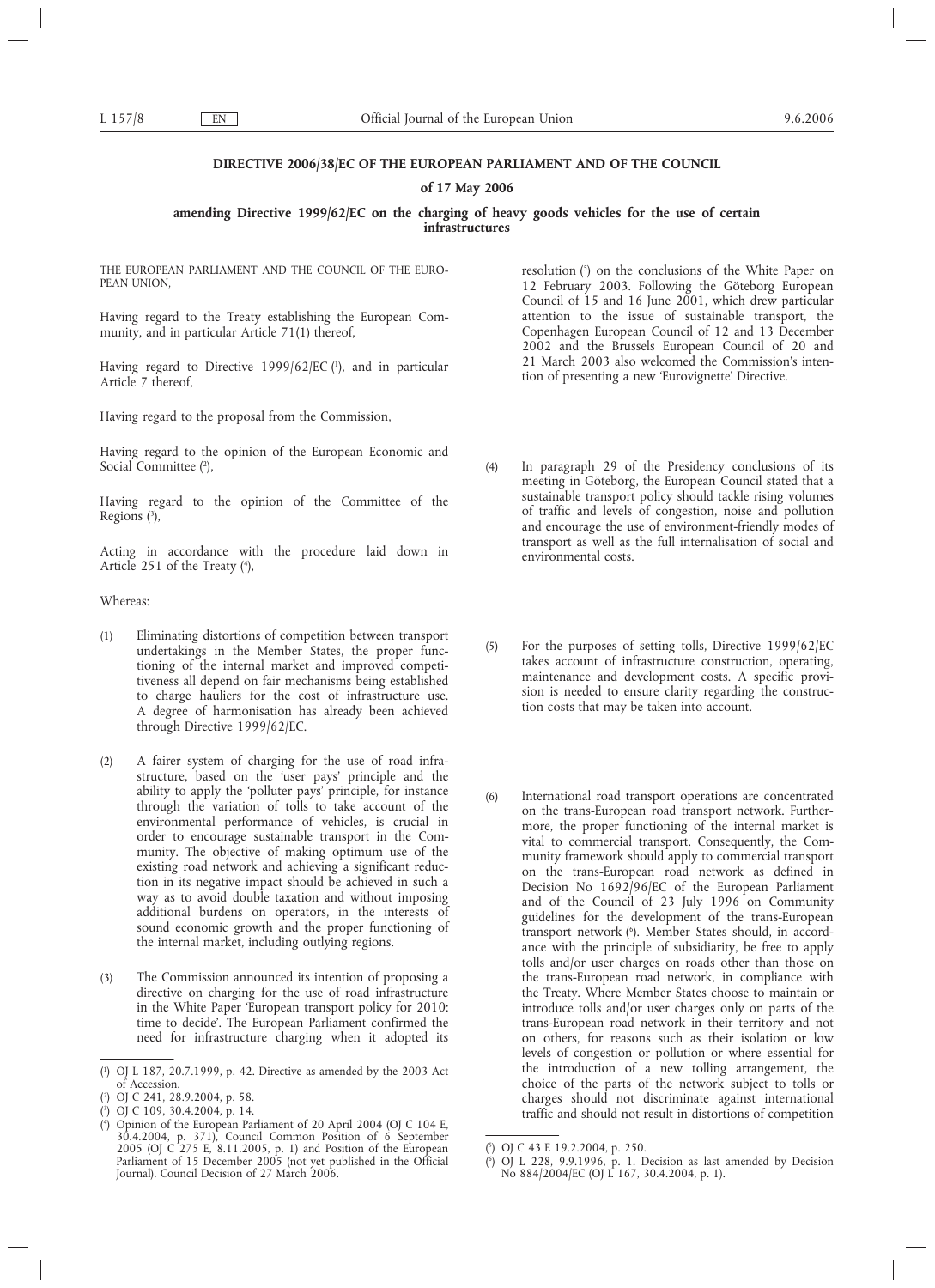# DIRECTIVE 2006/38/EC OF THE EUROPEAN PARLIAMENT AND OF THE COUNCIL

## of 17 May 2006

## amending Directive 1999/62/EC on the charging of heavy goods vehicles for the use of certain infrastructures

THE EUROPEAN PARLIAMENT AND THE COUNCIL OF THE EUROPEAN UNION,

Having regard to the Treaty establishing the European Community, and in particular Article 71(1) thereof,

Having regard to Directive 1999/62/EC [1], and in particular Article 7 thereof,

Having regard to the proposal from the Commission,

Having regard to the opinion of the European Economic and Social Committee [2],

Having regard to the opinion of the Committee of the Regions [3],

Acting in accordance with the procedure laid down in Article 251 of the Treaty [4],

Whereas:

(1) Eliminating distortions of competition between transport undertakings in the Member States, the proper functioning of the internal market and improved competitiveness all depend on fair mechanisms being established to charge hauliers for the cost of infrastructure use. A degree of harmonisation has already been achieved through Directive 1999/62/EC.

(2) A fairer system of charging for the use of road infrastructure, based on the 'user pays' principle and the ability to apply the 'polluter pays' principle, for instance through the variation of tolls to take account of the environmental performance of vehicles, is crucial in order to encourage sustainable transport in the Community. The objective of making optimum use of the existing road network and achieving a significant reduction in its negative impact should be achieved in such a way as to avoid double taxation and without imposing additional burdens on operators, in the interests of sound economic growth and the proper functioning of the internal market, including outlying regions.

(3) The Commission announced its intention of proposing a directive on charging for the use of road infrastructure in the White Paper 'European transport policy for 2010: time to decide'. The European Parliament confirmed the need for infrastructure charging when it adopted its resolution [5] on the conclusions of the White Paper on 12 February 2003. Following the Göteborg European Council of 15 and 16 June 2001, which drew particular attention to the issue of sustainable transport, the Copenhagen European Council of 12 and 13 December 2002 and the Brussels European Council of 20 and 21 March 2003 also welcomed the Commission's intention of presenting a new 'Eurovignette' Directive.

(4) In paragraph 29 of the Presidency conclusions of its meeting in Göteborg, the European Council stated that a sustainable transport policy should tackle rising volumes of traffic and levels of congestion, noise and pollution and encourage the use of environment-friendly modes of transport as well as the full internalisation of social and environmental costs.

(5) For the purposes of setting tolls, Directive 1999/62/EC takes account of infrastructure construction, operating, maintenance and development costs. A specific provision is needed to ensure clarity regarding the construction costs that may be taken into account.

(6) International road transport operations are concentrated on the trans-European road transport network. Furthermore, the proper functioning of the internal market is vital to commercial transport. Consequently, the Community framework should apply to commercial transport on the trans-European road network as defined in Decision No 1692/96/EC of the European Parliament and of the Council of 23 July 1996 on Community guidelines for the development of the trans-European transport network [6]. Member States should, in accordance with the principle of subsidiarity, be free to apply tolls and/or user charges on roads other than those on the trans-European road network, in compliance with the Treaty. Where Member States choose to maintain or introduce tolls and/or user charges only on parts of the trans-European road network in their territory and not on others, for reasons such as their isolation or low levels of congestion or pollution or where essential for the introduction of a new tolling arrangement, the choice of the parts of the network subject to tolls or charges should not discriminate against international traffic and should not result in distortions of competition

---

[1] OJ L 187, 20.7.1999, p. 42. Directive as amended by the 2003 Act of Accession.

[2] OJ C 241, 28.9.2004, p. 58.

[3] OJ C 109, 30.4.2004, p. 14.

[4] Opinion of the European Parliament of 20 April 2004 (OJ C 104 E, 30.4.2004, p. 371), Council Common Position of 6 September 2005 (OJ C 275 E, 8.11.2005, p. 1) and Position of the European Parliament of 15 December 2005 (not yet published in the Official Journal). Council Decision of 27 March 2006.

[5] OJ C 43 E 19.2.2004, p. 250.

[6] OJ L 228, 9.9.1996, p. 1. Decision as last amended by Decision No 884/2004/EC (OJ L 167, 30.4.2004, p. 1).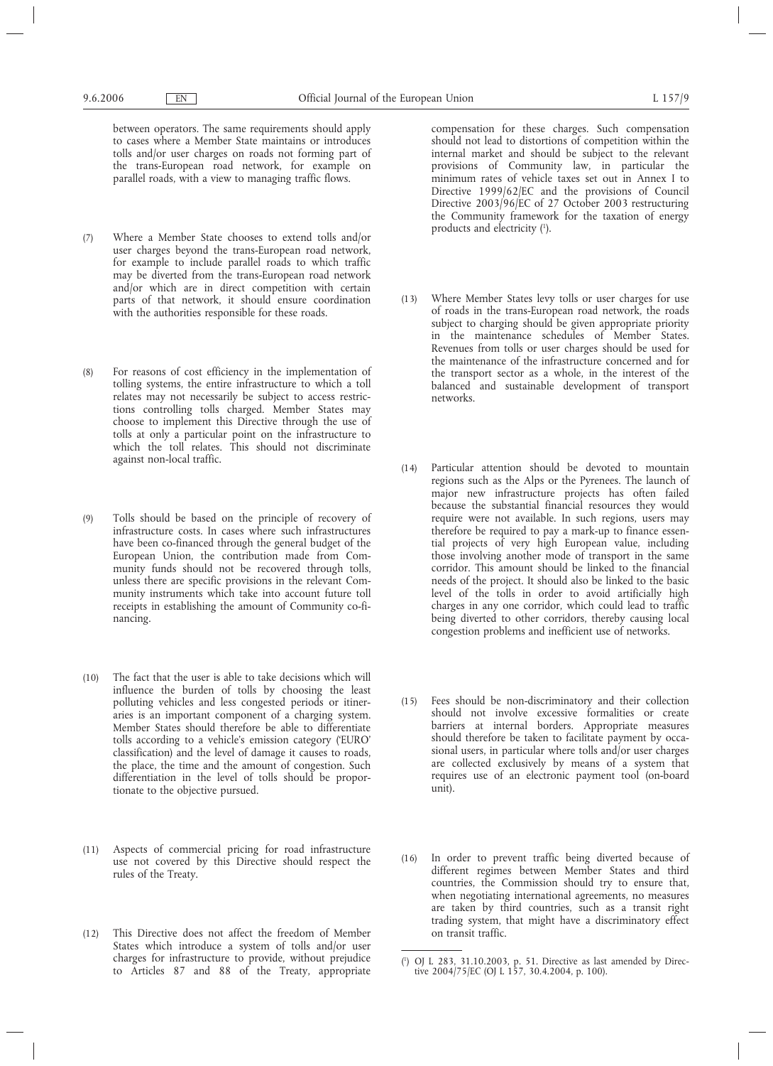between operators. The same requirements should apply to cases where a Member State maintains or introduces tolls and/or user charges on roads not forming part of the trans-European road network, for example on parallel roads, with a view to managing traffic flows.

(7) Where a Member State chooses to extend tolls and/or user charges beyond the trans-European road network, for example to include parallel roads to which traffic may be diverted from the trans-European road network and/or which are in direct competition with certain parts of that network, it should ensure coordination with the authorities responsible for these roads.

(8) For reasons of cost efficiency in the implementation of tolling systems, the entire infrastructure to which a toll relates may not necessarily be subject to access restrictions controlling tolls charged. Member States may choose to implement this Directive through the use of tolls at only a particular point on the infrastructure to which the toll relates. This should not discriminate against non-local traffic.

(9) Tolls should be based on the principle of recovery of infrastructure costs. In cases where such infrastructures have been co-financed through the general budget of the European Union, the contribution made from Community funds should not be recovered through tolls, unless there are specific provisions in the relevant Community instruments which take into account future toll receipts in establishing the amount of Community co-financing.

(10) The fact that the user is able to take decisions which will influence the burden of tolls by choosing the least polluting vehicles and less congested periods or itineraries is an important component of a charging system. Member States should therefore be able to differentiate tolls according to a vehicle's emission category ('EURO' classification) and the level of damage it causes to roads, the place, the time and the amount of congestion. Such differentiation in the level of tolls should be proportionate to the objective pursued.

(11) Aspects of commercial pricing for road infrastructure use not covered by this Directive should respect the rules of the Treaty.

(12) This Directive does not affect the freedom of Member States which introduce a system of tolls and/or user charges for infrastructure to provide, without prejudice to Articles 87 and 88 of the Treaty, appropriate compensation for these charges. Such compensation should not lead to distortions of competition within the internal market and should be subject to the relevant provisions of Community law, in particular the minimum rates of vehicle taxes set out in Annex I to Directive 1999/62/EC and the provisions of Council Directive 2003/96/EC of 27 October 2003 restructuring the Community framework for the taxation of energy products and electricity [1].

(13) Where Member States levy tolls or user charges for use of roads in the trans-European road network, the roads subject to charging should be given appropriate priority in the maintenance schedules of Member States. Revenues from tolls or user charges should be used for the maintenance of the infrastructure concerned and for the transport sector as a whole, in the interest of the balanced and sustainable development of transport networks.

(14) Particular attention should be devoted to mountain regions such as the Alps or the Pyrenees. The launch of major new infrastructure projects has often failed because the substantial financial resources they would require were not available. In such regions, users may therefore be required to pay a mark-up to finance essential projects of very high European value, including those involving another mode of transport in the same corridor. This amount should be linked to the financial needs of the project. It should also be linked to the basic level of the tolls in order to avoid artificially high charges in any one corridor, which could lead to traffic being diverted to other corridors, thereby causing local congestion problems and inefficient use of networks.

(15) Fees should be non-discriminatory and their collection should not involve excessive formalities or create barriers at internal borders. Appropriate measures should therefore be taken to facilitate payment by occasional users, in particular where tolls and/or user charges are collected exclusively by means of a system that requires use of an electronic payment tool (on-board unit).

(16) In order to prevent traffic being diverted because of different regimes between Member States and third countries, the Commission should try to ensure that, when negotiating international agreements, no measures are taken by third countries, such as a transit right trading system, that might have a discriminatory effect on transit traffic.

---

[1] OJ L 283, 31.10.2003, p. 51. Directive as last amended by Directive 2004/75/EC (OJ L 157, 30.4.2004, p. 100).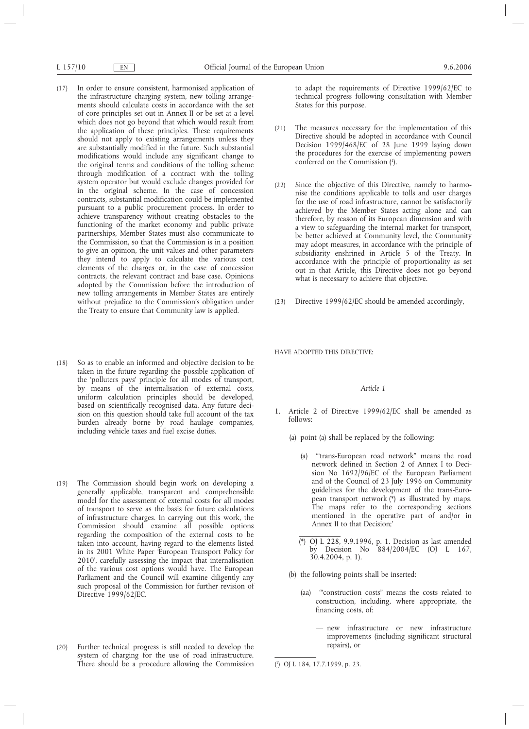(17) In order to ensure consistent, harmonised application of the infrastructure charging system, new tolling arrangements should calculate costs in accordance with the set of core principles set out in Annex II or be set at a level which does not go beyond that which would result from the application of these principles. These requirements should not apply to existing arrangements unless they are substantially modified in the future. Such substantial modifications would include any significant change to the original terms and conditions of the tolling scheme through modification of a contract with the tolling system operator but would exclude changes provided for in the original scheme. In the case of concession contracts, substantial modification could be implemented pursuant to a public procurement process. In order to achieve transparency without creating obstacles to the functioning of the market economy and public private partnerships, Member States must also communicate to the Commission, so that the Commission is in a position to give an opinion, the unit values and other parameters they intend to apply to calculate the various cost elements of the charges or, in the case of concession contracts, the relevant contract and base case. Opinions adopted by the Commission before the introduction of new tolling arrangements in Member States are entirely without prejudice to the Commission's obligation under the Treaty to ensure that Community law is applied.

(18) So as to enable an informed and objective decision to be taken in the future regarding the possible application of the 'polluters pays' principle for all modes of transport, by means of the internalisation of external costs, uniform calculation principles should be developed, based on scientifically recognised data. Any future decision on this question should take full account of the tax burden already borne by road haulage companies, including vehicle taxes and fuel excise duties.

(19) The Commission should begin work on developing a generally applicable, transparent and comprehensible model for the assessment of external costs for all modes of transport to serve as the basis for future calculations of infrastructure charges. In carrying out this work, the Commission should examine all possible options regarding the composition of the external costs to be taken into account, having regard to the elements listed in its 2001 White Paper 'European Transport Policy for 2010', carefully assessing the impact that internalisation of the various cost options would have. The European Parliament and the Council will examine diligently any such proposal of the Commission for further revision of Directive 1999/62/EC.

(20) Further technical progress is still needed to develop the system of charging for the use of road infrastructure. There should be a procedure allowing the Commission to adapt the requirements of Directive 1999/62/EC to technical progress following consultation with Member States for this purpose.

(21) The measures necessary for the implementation of this Directive should be adopted in accordance with Council Decision 1999/468/EC of 28 June 1999 laying down the procedures for the exercise of implementing powers conferred on the Commission [1].

(22) Since the objective of this Directive, namely to harmonise the conditions applicable to tolls and user charges for the use of road infrastructure, cannot be satisfactorily achieved by the Member States acting alone and can therefore, by reason of its European dimension and with a view to safeguarding the internal market for transport, be better achieved at Community level, the Community may adopt measures, in accordance with the principle of subsidiarity enshrined in Article 5 of the Treaty. In accordance with the principle of proportionality as set out in that Article, this Directive does not go beyond what is necessary to achieve that objective.

(23) Directive 1999/62/EC should be amended accordingly,

HAVE ADOPTED THIS DIRECTIVE:

*Article 1*

1. Article 2 of Directive 1999/62/EC shall be amended as follows:

   (a) point (a) shall be replaced by the following:

      (a) '"trans-European road network" means the road network defined in Section 2 of Annex I to Decision No 1692/96/EC of the European Parliament and of the Council of 23 July 1996 on Community guidelines for the development of the trans-European transport network (*) as illustrated by maps. The maps refer to the corresponding sections mentioned in the operative part of and/or in Annex II to that Decision;'

      (*) OJ L 228, 9.9.1996, p. 1. Decision as last amended by Decision No 884/2004/EC (OJ L 167, 30.4.2004, p. 1).

   (b) the following points shall be inserted:

      (aa) '"construction costs" means the costs related to construction, including, where appropriate, the financing costs, of:

      — new infrastructure or new infrastructure improvements (including significant structural repairs), or

[1] OJ L 184, 17.7.1999, p. 23.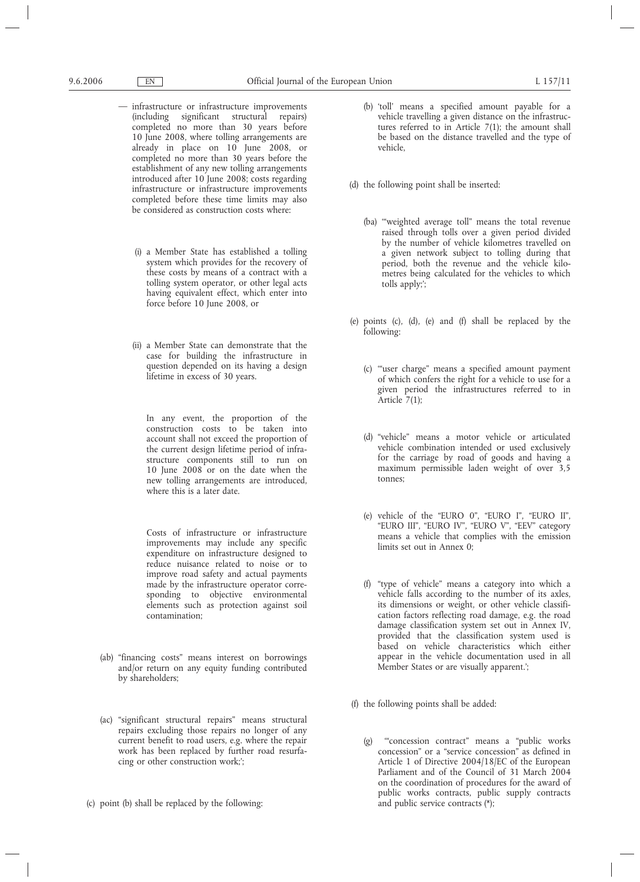— infrastructure or infrastructure improvements (including significant structural repairs) completed no more than 30 years before 10 June 2008, where tolling arrangements are already in place on 10 June 2008, or completed no more than 30 years before the establishment of any new tolling arrangements introduced after 10 June 2008; costs regarding infrastructure or infrastructure improvements completed before these time limits may also be considered as construction costs where:

(i) a Member State has established a tolling system which provides for the recovery of these costs by means of a contract with a tolling system operator, or other legal acts having equivalent effect, which enter into force before 10 June 2008, or

(ii) a Member State can demonstrate that the case for building the infrastructure in question depended on its having a design lifetime in excess of 30 years.

In any event, the proportion of the construction costs to be taken into account shall not exceed the proportion of the current design lifetime period of infrastructure components still to run on 10 June 2008 or on the date when the new tolling arrangements are introduced, where this is a later date.

Costs of infrastructure or infrastructure improvements may include any specific expenditure on infrastructure designed to reduce nuisance related to noise or to improve road safety and actual payments made by the infrastructure operator corresponding to objective environmental elements such as protection against soil contamination;

(ab) "financing costs" means interest on borrowings and/or return on any equity funding contributed by shareholders;

(ac) "significant structural repairs" means structural repairs excluding those repairs no longer of any current benefit to road users, e.g. where the repair work has been replaced by further road resurfacing or other construction work;';

(c) point (b) shall be replaced by the following:

(b) 'toll' means a specified amount payable for a vehicle travelling a given distance on the infrastructures referred to in Article 7(1); the amount shall be based on the distance travelled and the type of vehicle,

(d) the following point shall be inserted:

(ba) '"weighted average toll" means the total revenue raised through tolls over a given period divided by the number of vehicle kilometres travelled on a given network subject to tolling during that period, both the revenue and the vehicle kilometres being calculated for the vehicles to which tolls apply;';

(e) points (c), (d), (e) and (f) shall be replaced by the following:

(c) '"user charge" means a specified amount payment of which confers the right for a vehicle to use for a given period the infrastructures referred to in Article 7(1);

(d) "vehicle" means a motor vehicle or articulated vehicle combination intended or used exclusively for the carriage by road of goods and having a maximum permissible laden weight of over 3,5 tonnes;

(e) vehicle of the "EURO 0", "EURO I", "EURO II", "EURO III", "EURO IV", "EURO V", "EEV" category means a vehicle that complies with the emission limits set out in Annex 0;

(f) "type of vehicle" means a category into which a vehicle falls according to the number of its axles, its dimensions or weight, or other vehicle classification factors reflecting road damage, e.g. the road damage classification system set out in Annex IV, provided that the classification system used is based on vehicle characteristics which either appear in the vehicle documentation used in all Member States or are visually apparent.';

(f) the following points shall be added:

(g) '"concession contract" means a "public works concession" or a "service concession" as defined in Article 1 of Directive 2004/18/EC of the European Parliament and of the Council of 31 March 2004 on the coordination of procedures for the award of public works contracts, public supply contracts and public service contracts (*);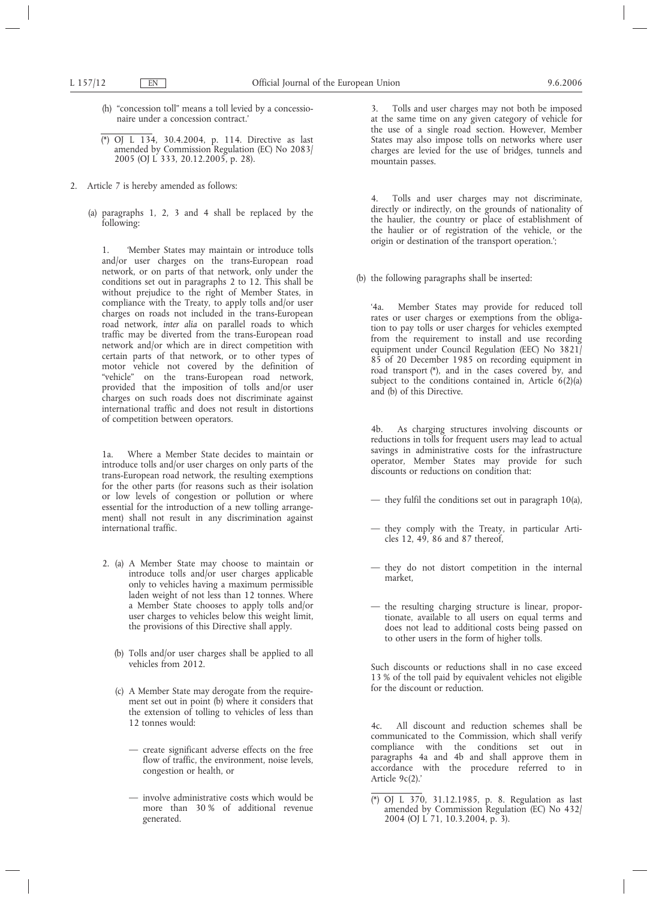(h) "concession toll" means a toll levied by a concessionaire under a concession contract.'

(*) OJ L 134, 30.4.2004, p. 114. Directive as last amended by Commission Regulation (EC) No 2083/2005 (OJ L 333, 20.12.2005, p. 28).

2. Article 7 is hereby amended as follows:

(a) paragraphs 1, 2, 3 and 4 shall be replaced by the following:

1. 'Member States may maintain or introduce tolls and/or user charges on the trans-European road network, or on parts of that network, only under the conditions set out in paragraphs 2 to 12. This shall be without prejudice to the right of Member States, in compliance with the Treaty, to apply tolls and/or user charges on roads not included in the trans-European road network, *inter alia* on parallel roads to which traffic may be diverted from the trans-European road network and/or which are in direct competition with certain parts of that network, or to other types of motor vehicle not covered by the definition of "vehicle" on the trans-European road network, provided that the imposition of tolls and/or user charges on such roads does not discriminate against international traffic and does not result in distortions of competition between operators.

1a. Where a Member State decides to maintain or introduce tolls and/or user charges on only parts of the trans-European road network, the resulting exemptions for the other parts (for reasons such as their isolation or low levels of congestion or pollution or where essential for the introduction of a new tolling arrangement) shall not result in any discrimination against international traffic.

2. (a) A Member State may choose to maintain or introduce tolls and/or user charges applicable only to vehicles having a maximum permissible laden weight of not less than 12 tonnes. Where a Member State chooses to apply tolls and/or user charges to vehicles below this weight limit, the provisions of this Directive shall apply.

(b) Tolls and/or user charges shall be applied to all vehicles from 2012.

(c) A Member State may derogate from the requirement set out in point (b) where it considers that the extension of tolling to vehicles of less than 12 tonnes would:

— create significant adverse effects on the free flow of traffic, the environment, noise levels, congestion or health, or

— involve administrative costs which would be more than 30 % of additional revenue generated.

3. Tolls and user charges may not both be imposed at the same time on any given category of vehicle for the use of a single road section. However, Member States may also impose tolls on networks where user charges are levied for the use of bridges, tunnels and mountain passes.

4. Tolls and user charges may not discriminate, directly or indirectly, on the grounds of nationality of the haulier, the country or place of establishment of the haulier or of registration of the vehicle, or the origin or destination of the transport operation.';

(b) the following paragraphs shall be inserted:

'4a. Member States may provide for reduced toll rates or user charges or exemptions from the obligation to pay tolls or user charges for vehicles exempted from the requirement to install and use recording equipment under Council Regulation (EEC) No 3821/85 of 20 December 1985 on recording equipment in road transport (*), and in the cases covered by, and subject to the conditions contained in, Article 6(2)(a) and (b) of this Directive.

4b. As charging structures involving discounts or reductions in tolls for frequent users may lead to actual savings in administrative costs for the infrastructure operator, Member States may provide for such discounts or reductions on condition that:

— they fulfil the conditions set out in paragraph 10(a),

— they comply with the Treaty, in particular Articles 12, 49, 86 and 87 thereof,

— they do not distort competition in the internal market,

— the resulting charging structure is linear, proportionate, available to all users on equal terms and does not lead to additional costs being passed on to other users in the form of higher tolls.

Such discounts or reductions shall in no case exceed 13 % of the toll paid by equivalent vehicles not eligible for the discount or reduction.

4c. All discount and reduction schemes shall be communicated to the Commission, which shall verify compliance with the conditions set out in paragraphs 4a and 4b and shall approve them in accordance with the procedure referred to in Article 9c(2).'

(*) OJ L 370, 31.12.1985, p. 8. Regulation as last amended by Commission Regulation (EC) No 432/2004 (OJ L 71, 10.3.2004, p. 3).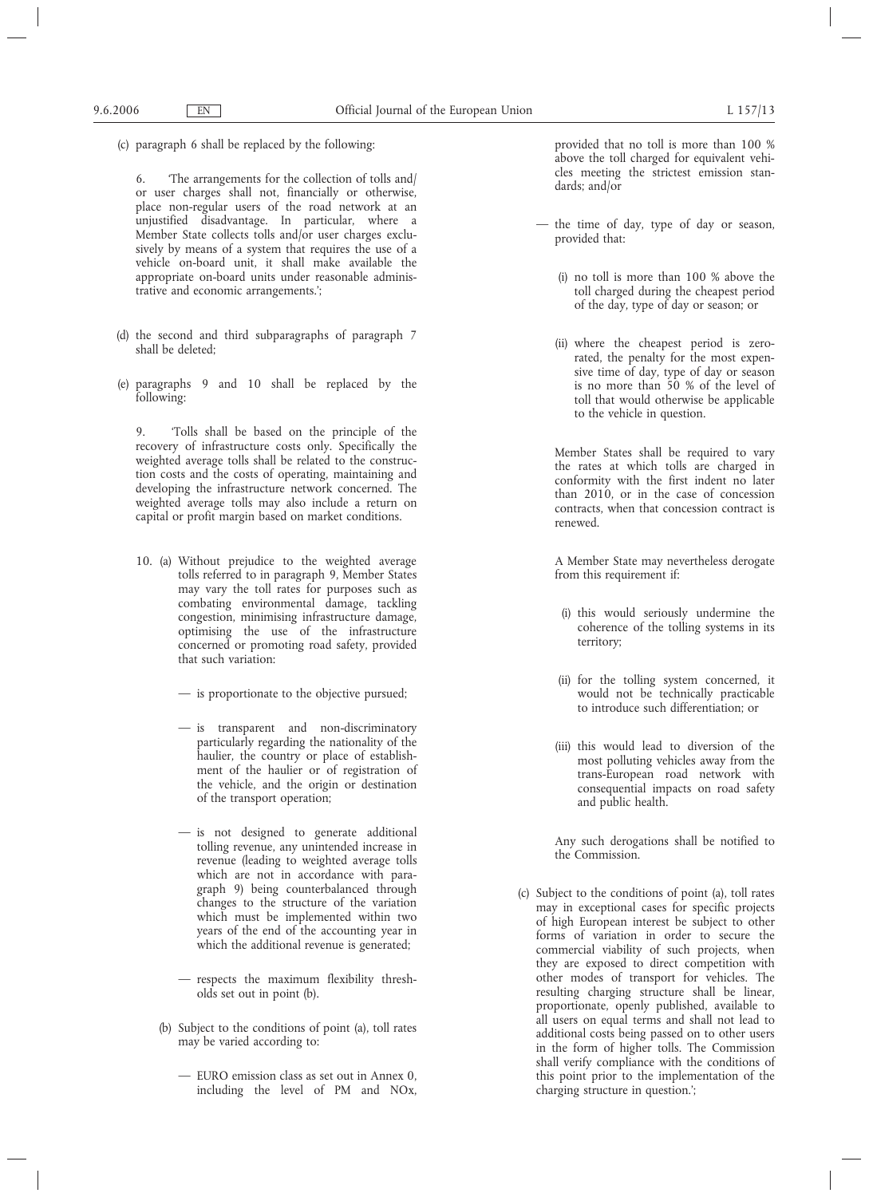(c) paragraph 6 shall be replaced by the following:

6. 'The arrangements for the collection of tolls and/or user charges shall not, financially or otherwise, place non-regular users of the road network at an unjustified disadvantage. In particular, where a Member State collects tolls and/or user charges exclusively by means of a system that requires the use of a vehicle on-board unit, it shall make available the appropriate on-board units under reasonable administrative and economic arrangements.';

(d) the second and third subparagraphs of paragraph 7 shall be deleted;

(e) paragraphs 9 and 10 shall be replaced by the following:

9. 'Tolls shall be based on the principle of the recovery of infrastructure costs only. Specifically the weighted average tolls shall be related to the construction costs and the costs of operating, maintaining and developing the infrastructure network concerned. The weighted average tolls may also include a return on capital or profit margin based on market conditions.

10. (a) Without prejudice to the weighted average tolls referred to in paragraph 9, Member States may vary the toll rates for purposes such as combating environmental damage, tackling congestion, minimising infrastructure damage, optimising the use of the infrastructure concerned or promoting road safety, provided that such variation:

— is proportionate to the objective pursued;

— is transparent and non-discriminatory particularly regarding the nationality of the haulier, the country or place of establishment of the haulier or of registration of the vehicle, and the origin or destination of the transport operation;

— is not designed to generate additional tolling revenue, any unintended increase in revenue (leading to weighted average tolls which are not in accordance with paragraph 9) being counterbalanced through changes to the structure of the variation which must be implemented within two years of the end of the accounting year in which the additional revenue is generated;

— respects the maximum flexibility thresholds set out in point (b).

(b) Subject to the conditions of point (a), toll rates may be varied according to:

— EURO emission class as set out in Annex 0, including the level of PM and NOx, provided that no toll is more than 100 % above the toll charged for equivalent vehicles meeting the strictest emission standards; and/or

— the time of day, type of day or season, provided that:

(i) no toll is more than 100 % above the toll charged during the cheapest period of the day, type of day or season; or

(ii) where the cheapest period is zero-rated, the penalty for the most expensive time of day, type of day or season is no more than 50 % of the level of toll that would otherwise be applicable to the vehicle in question.

Member States shall be required to vary the rates at which tolls are charged in conformity with the first indent no later than 2010, or in the case of concession contracts, when that concession contract is renewed.

A Member State may nevertheless derogate from this requirement if:

(i) this would seriously undermine the coherence of the tolling systems in its territory;

(ii) for the tolling system concerned, it would not be technically practicable to introduce such differentiation; or

(iii) this would lead to diversion of the most polluting vehicles away from the trans-European road network with consequential impacts on road safety and public health.

Any such derogations shall be notified to the Commission.

(c) Subject to the conditions of point (a), toll rates may in exceptional cases for specific projects of high European interest be subject to other forms of variation in order to secure the commercial viability of such projects, when they are exposed to direct competition with other modes of transport for vehicles. The resulting charging structure shall be linear, proportionate, openly published, available to all users on equal terms and shall not lead to additional costs being passed on to other users in the form of higher tolls. The Commission shall verify compliance with the conditions of this point prior to the implementation of the charging structure in question.';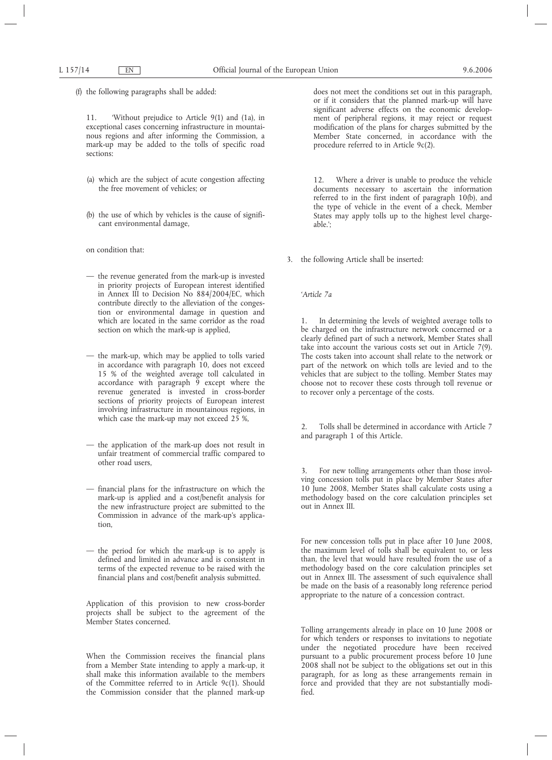(f) the following paragraphs shall be added:

11. 'Without prejudice to Article 9(1) and (1a), in exceptional cases concerning infrastructure in mountainous regions and after informing the Commission, a mark-up may be added to the tolls of specific road sections:

(a) which are the subject of acute congestion affecting the free movement of vehicles; or

(b) the use of which by vehicles is the cause of significant environmental damage,

on condition that:

— the revenue generated from the mark-up is invested in priority projects of European interest identified in Annex III to Decision No 884/2004/EC, which contribute directly to the alleviation of the congestion or environmental damage in question and which are located in the same corridor as the road section on which the mark-up is applied,

— the mark-up, which may be applied to tolls varied in accordance with paragraph 10, does not exceed 15 % of the weighted average toll calculated in accordance with paragraph 9 except where the revenue generated is invested in cross-border sections of priority projects of European interest involving infrastructure in mountainous regions, in which case the mark-up may not exceed 25 %,

— the application of the mark-up does not result in unfair treatment of commercial traffic compared to other road users,

— financial plans for the infrastructure on which the mark-up is applied and a cost/benefit analysis for the new infrastructure project are submitted to the Commission in advance of the mark-up's application,

— the period for which the mark-up is to apply is defined and limited in advance and is consistent in terms of the expected revenue to be raised with the financial plans and cost/benefit analysis submitted.

Application of this provision to new cross-border projects shall be subject to the agreement of the Member States concerned.

When the Commission receives the financial plans from a Member State intending to apply a mark-up, it shall make this information available to the members of the Committee referred to in Article 9c(1). Should the Commission consider that the planned mark-up does not meet the conditions set out in this paragraph, or if it considers that the planned mark-up will have significant adverse effects on the economic development of peripheral regions, it may reject or request modification of the plans for charges submitted by the Member State concerned, in accordance with the procedure referred to in Article 9c(2).

12. Where a driver is unable to produce the vehicle documents necessary to ascertain the information referred to in the first indent of paragraph 10(b), and the type of vehicle in the event of a check, Member States may apply tolls up to the highest level chargeable.';

3. the following Article shall be inserted:

'*Article 7a*

1. In determining the levels of weighted average tolls to be charged on the infrastructure network concerned or a clearly defined part of such a network, Member States shall take into account the various costs set out in Article 7(9). The costs taken into account shall relate to the network or part of the network on which tolls are levied and to the vehicles that are subject to the tolling. Member States may choose not to recover these costs through toll revenue or to recover only a percentage of the costs.

2. Tolls shall be determined in accordance with Article 7 and paragraph 1 of this Article.

3. For new tolling arrangements other than those involving concession tolls put in place by Member States after 10 June 2008, Member States shall calculate costs using a methodology based on the core calculation principles set out in Annex III.

For new concession tolls put in place after 10 June 2008, the maximum level of tolls shall be equivalent to, or less than, the level that would have resulted from the use of a methodology based on the core calculation principles set out in Annex III. The assessment of such equivalence shall be made on the basis of a reasonably long reference period appropriate to the nature of a concession contract.

Tolling arrangements already in place on 10 June 2008 or for which tenders or responses to invitations to negotiate under the negotiated procedure have been received pursuant to a public procurement process before 10 June 2008 shall not be subject to the obligations set out in this paragraph, for as long as these arrangements remain in force and provided that they are not substantially modified.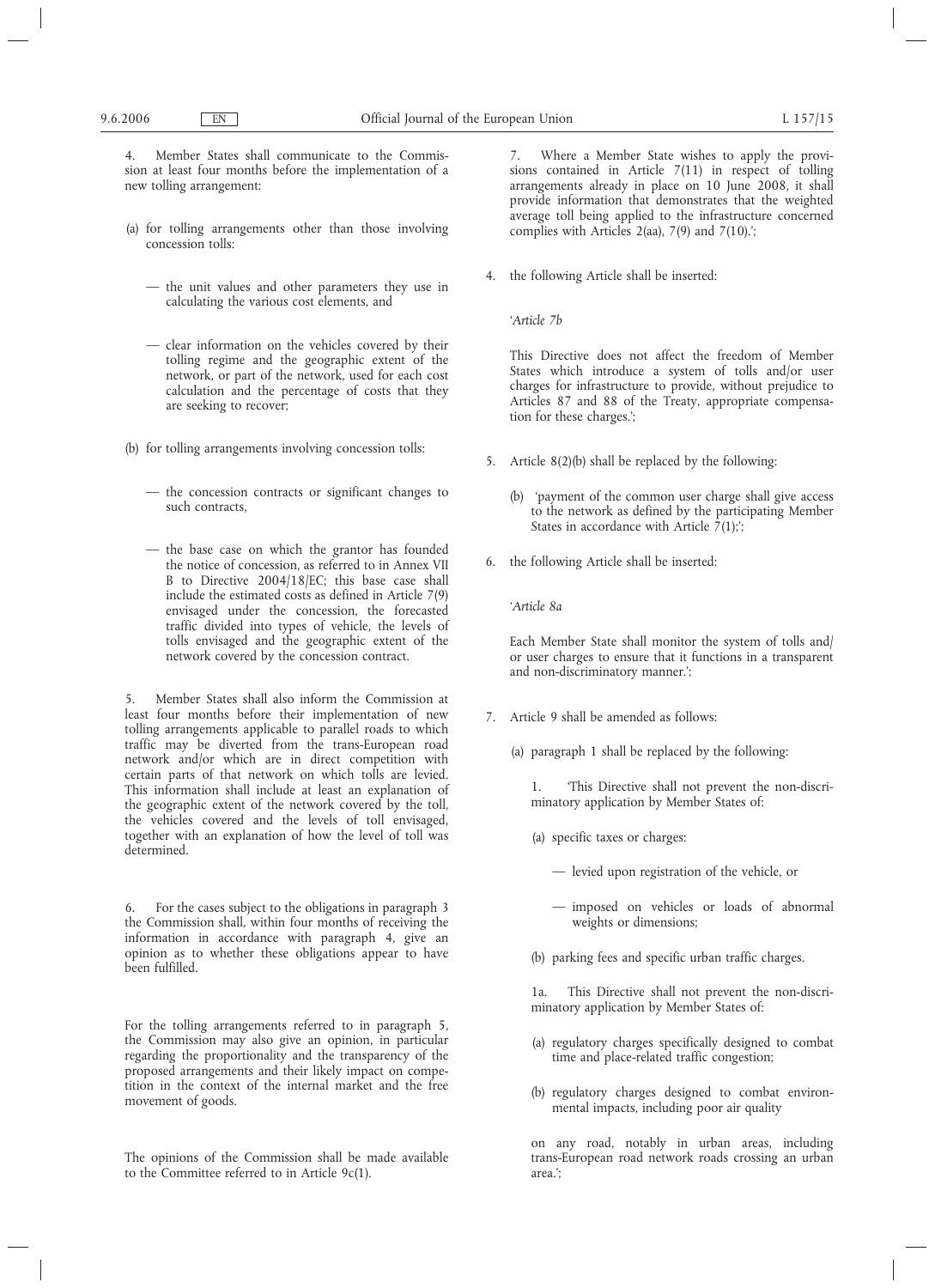4. Member States shall communicate to the Commission at least four months before the implementation of a new tolling arrangement:

(a) for tolling arrangements other than those involving concession tolls:

— the unit values and other parameters they use in calculating the various cost elements, and

— clear information on the vehicles covered by their tolling regime and the geographic extent of the network, or part of the network, used for each cost calculation and the percentage of costs that they are seeking to recover;

(b) for tolling arrangements involving concession tolls:

— the concession contracts or significant changes to such contracts,

— the base case on which the grantor has founded the notice of concession, as referred to in Annex VII B to Directive 2004/18/EC; this base case shall include the estimated costs as defined in Article 7(9) envisaged under the concession, the forecasted traffic divided into types of vehicle, the levels of tolls envisaged and the geographic extent of the network covered by the concession contract.

5. Member States shall also inform the Commission at least four months before their implementation of new tolling arrangements applicable to parallel roads to which traffic may be diverted from the trans-European road network and/or which are in direct competition with certain parts of that network on which tolls are levied. This information shall include at least an explanation of the geographic extent of the network covered by the toll, the vehicles covered and the levels of toll envisaged, together with an explanation of how the level of toll was determined.

6. For the cases subject to the obligations in paragraph 3 the Commission shall, within four months of receiving the information in accordance with paragraph 4, give an opinion as to whether these obligations appear to have been fulfilled.

For the tolling arrangements referred to in paragraph 5, the Commission may also give an opinion, in particular regarding the proportionality and the transparency of the proposed arrangements and their likely impact on competition in the context of the internal market and the free movement of goods.

The opinions of the Commission shall be made available to the Committee referred to in Article 9c(1).

7. Where a Member State wishes to apply the provisions contained in Article 7(11) in respect of tolling arrangements already in place on 10 June 2008, it shall provide information that demonstrates that the weighted average toll being applied to the infrastructure concerned complies with Articles 2(aa), 7(9) and 7(10).';

4. the following Article shall be inserted:

'*Article 7b*

This Directive does not affect the freedom of Member States which introduce a system of tolls and/or user charges for infrastructure to provide, without prejudice to Articles 87 and 88 of the Treaty, appropriate compensation for these charges.';

5. Article 8(2)(b) shall be replaced by the following:

(b) 'payment of the common user charge shall give access to the network as defined by the participating Member States in accordance with Article 7(1);';

6. the following Article shall be inserted:

'*Article 8a*

Each Member State shall monitor the system of tolls and/or user charges to ensure that it functions in a transparent and non-discriminatory manner.';

7. Article 9 shall be amended as follows:

(a) paragraph 1 shall be replaced by the following:

1. 'This Directive shall not prevent the non-discriminatory application by Member States of:

(a) specific taxes or charges:

— levied upon registration of the vehicle, or

— imposed on vehicles or loads of abnormal weights or dimensions;

(b) parking fees and specific urban traffic charges.

1a. This Directive shall not prevent the non-discriminatory application by Member States of:

(a) regulatory charges specifically designed to combat time and place-related traffic congestion;

(b) regulatory charges designed to combat environmental impacts, including poor air quality

on any road, notably in urban areas, including trans-European road network roads crossing an urban area.';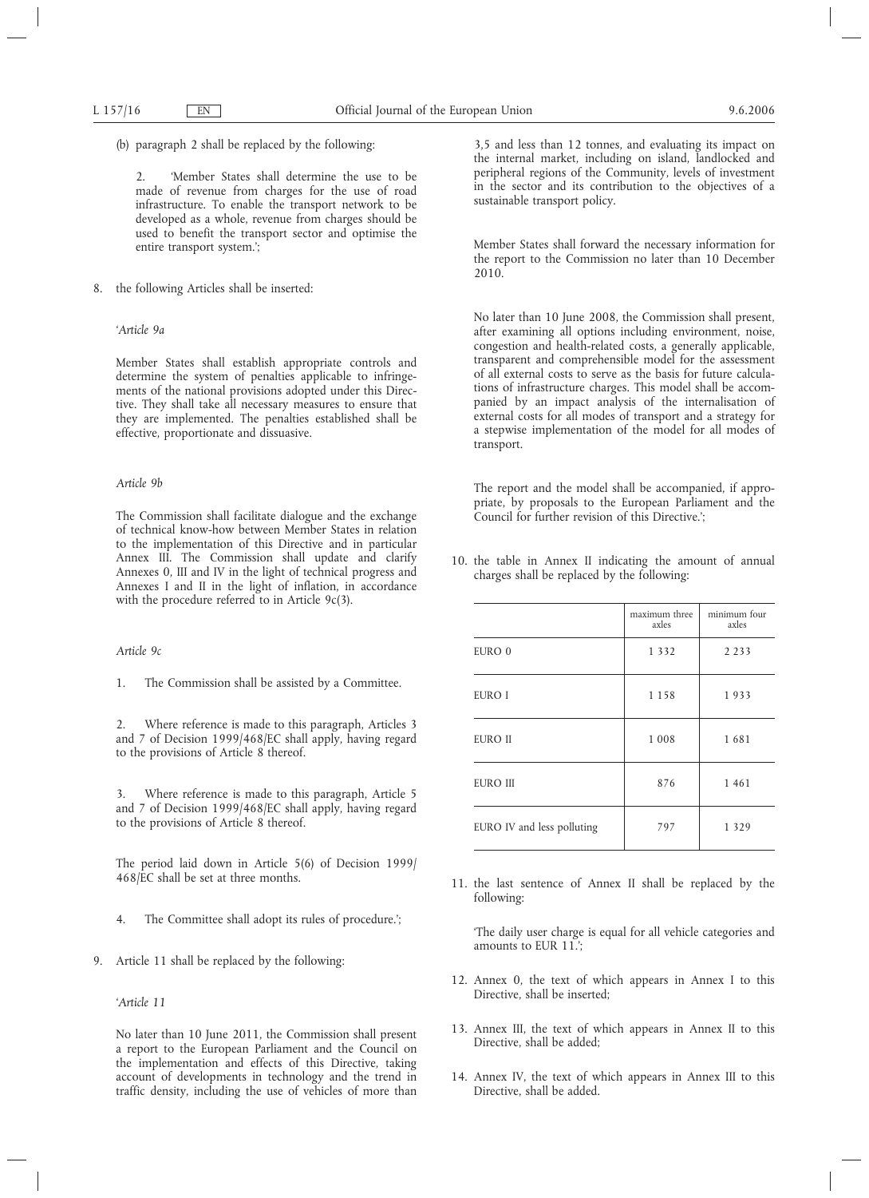(b) paragraph 2 shall be replaced by the following:

2. 'Member States shall determine the use to be made of revenue from charges for the use of road infrastructure. To enable the transport network to be developed as a whole, revenue from charges should be used to benefit the transport sector and optimise the entire transport system.';

8. the following Articles shall be inserted:

*'Article 9a*

Member States shall establish appropriate controls and determine the system of penalties applicable to infringements of the national provisions adopted under this Directive. They shall take all necessary measures to ensure that they are implemented. The penalties established shall be effective, proportionate and dissuasive.

*Article 9b*

The Commission shall facilitate dialogue and the exchange of technical know-how between Member States in relation to the implementation of this Directive and in particular Annex III. The Commission shall update and clarify Annexes 0, III and IV in the light of technical progress and Annexes I and II in the light of inflation, in accordance with the procedure referred to in Article 9c(3).

*Article 9c*

1. The Commission shall be assisted by a Committee.

2. Where reference is made to this paragraph, Articles 3 and 7 of Decision 1999/468/EC shall apply, having regard to the provisions of Article 8 thereof.

3. Where reference is made to this paragraph, Article 5 and 7 of Decision 1999/468/EC shall apply, having regard to the provisions of Article 8 thereof.

The period laid down in Article 5(6) of Decision 1999/468/EC shall be set at three months.

4. The Committee shall adopt its rules of procedure.';

9. Article 11 shall be replaced by the following:

*'Article 11*

No later than 10 June 2011, the Commission shall present a report to the European Parliament and the Council on the implementation and effects of this Directive, taking account of developments in technology and the trend in traffic density, including the use of vehicles of more than 3,5 and less than 12 tonnes, and evaluating its impact on the internal market, including on island, landlocked and peripheral regions of the Community, levels of investment in the sector and its contribution to the objectives of a sustainable transport policy.

Member States shall forward the necessary information for the report to the Commission no later than 10 December 2010.

No later than 10 June 2008, the Commission shall present, after examining all options including environment, noise, congestion and health-related costs, a generally applicable, transparent and comprehensible model for the assessment of all external costs to serve as the basis for future calculations of infrastructure charges. This model shall be accompanied by an impact analysis of the internalisation of external costs for all modes of transport and a strategy for a stepwise implementation of the model for all modes of transport.

The report and the model shall be accompanied, if appropriate, by proposals to the European Parliament and the Council for further revision of this Directive.';

10. the table in Annex II indicating the amount of annual charges shall be replaced by the following:

| | maximum three axles | minimum four axles |
|---|---|---|
| EURO 0 | 1 332 | 2 233 |
| EURO I | 1 158 | 1 933 |
| EURO II | 1 008 | 1 681 |
| EURO III | 876 | 1 461 |
| EURO IV and less polluting | 797 | 1 329 |

11. the last sentence of Annex II shall be replaced by the following:

'The daily user charge is equal for all vehicle categories and amounts to EUR 11.';

12. Annex 0, the text of which appears in Annex I to this Directive, shall be inserted;

13. Annex III, the text of which appears in Annex II to this Directive, shall be added;

14. Annex IV, the text of which appears in Annex III to this Directive, shall be added.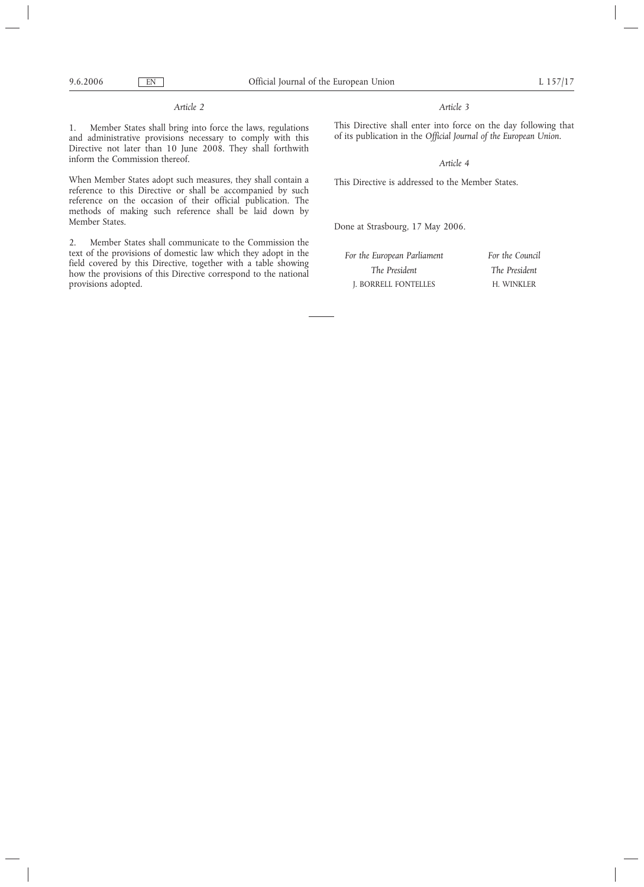*Article 2*

1. Member States shall bring into force the laws, regulations and administrative provisions necessary to comply with this Directive not later than 10 June 2008. They shall forthwith inform the Commission thereof.

When Member States adopt such measures, they shall contain a reference to this Directive or shall be accompanied by such reference on the occasion of their official publication. The methods of making such reference shall be laid down by Member States.

2. Member States shall communicate to the Commission the text of the provisions of domestic law which they adopt in the field covered by this Directive, together with a table showing how the provisions of this Directive correspond to the national provisions adopted.

*Article 3*

This Directive shall enter into force on the day following that of its publication in the *Official Journal of the European Union*.

*Article 4*

This Directive is addressed to the Member States.

Done at Strasbourg, 17 May 2006.

| *For the European Parliament* | *For the Council* |
|---|---|
| *The President* | *The President* |
| J. BORRELL FONTELLES | H. WINKLER |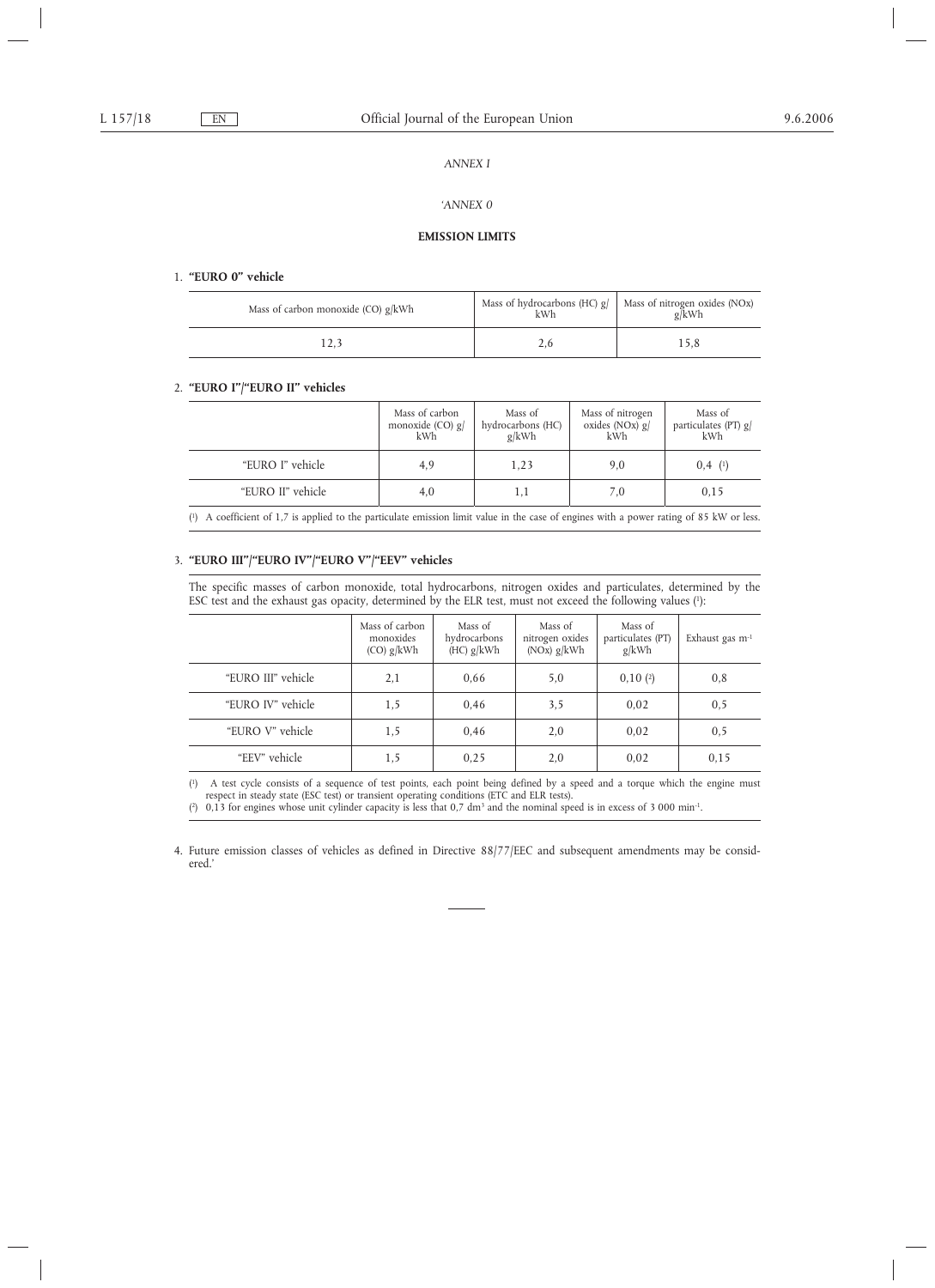*ANNEX I*

*'ANNEX 0*

**EMISSION LIMITS**

1. **"EURO 0" vehicle**

| Mass of carbon monoxide (CO) g/kWh | Mass of hydrocarbons (HC) g/kWh | Mass of nitrogen oxides (NOx) g/kWh |
|---|---|---|
| 12,3 | 2,6 | 15,8 |

2. **"EURO I"/"EURO II" vehicles**

| | Mass of carbon monoxide (CO) g/kWh | Mass of hydrocarbons (HC) g/kWh | Mass of nitrogen oxides (NOx) g/kWh | Mass of particulates (PT) g/kWh |
|---|---|---|---|---|
| "EURO I" vehicle | 4,9 | 1,23 | 9,0 | 0,4 (1) |
| "EURO II" vehicle | 4,0 | 1,1 | 7,0 | 0,15 |

(1) A coefficient of 1,7 is applied to the particulate emission limit value in the case of engines with a power rating of 85 kW or less.

3. **"EURO III"/"EURO IV"/"EURO V"/"EEV" vehicles**

The specific masses of carbon monoxide, total hydrocarbons, nitrogen oxides and particulates, determined by the ESC test and the exhaust gas opacity, determined by the ELR test, must not exceed the following values (1):

| | Mass of carbon monoxides (CO) g/kWh | Mass of hydrocarbons (HC) g/kWh | Mass of nitrogen oxides (NOx) g/kWh | Mass of particulates (PT) g/kWh | Exhaust gas $m^{-1}$ |
|---|---|---|---|---|---|
| "EURO III" vehicle | 2,1 | 0,66 | 5,0 | 0,10 (2) | 0,8 |
| "EURO IV" vehicle | 1,5 | 0,46 | 3,5 | 0,02 | 0,5 |
| "EURO V" vehicle | 1,5 | 0,46 | 2,0 | 0,02 | 0,5 |
| "EEV" vehicle | 1,5 | 0,25 | 2,0 | 0,02 | 0,15 |

(1) A test cycle consists of a sequence of test points, each point being defined by a speed and a torque which the engine must respect in steady state (ESC test) or transient operating conditions (ETC and ELR tests).

(2) 0,13 for engines whose unit cylinder capacity is less that 0,7 $dm^3$ and the nominal speed is in excess of 3 000 $min^{-1}$.

4. Future emission classes of vehicles as defined in Directive 88/77/EEC and subsequent amendments may be considered.'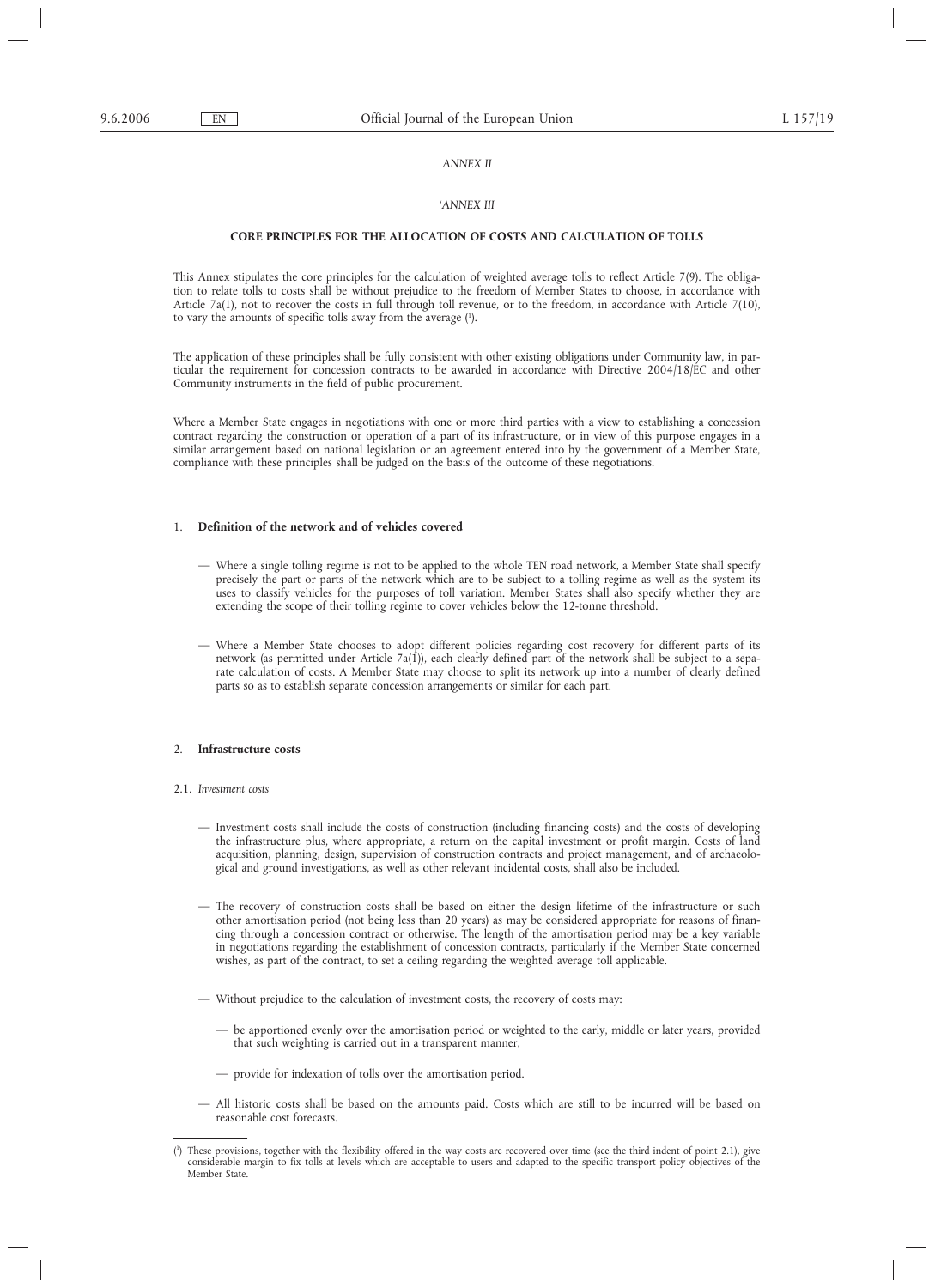*ANNEX II*

*'ANNEX III*

**CORE PRINCIPLES FOR THE ALLOCATION OF COSTS AND CALCULATION OF TOLLS**

This Annex stipulates the core principles for the calculation of weighted average tolls to reflect Article 7(9). The obligation to relate tolls to costs shall be without prejudice to the freedom of Member States to choose, in accordance with Article 7a(1), not to recover the costs in full through toll revenue, or to the freedom, in accordance with Article 7(10), to vary the amounts of specific tolls away from the average [1].

The application of these principles shall be fully consistent with other existing obligations under Community law, in particular the requirement for concession contracts to be awarded in accordance with Directive 2004/18/EC and other Community instruments in the field of public procurement.

Where a Member State engages in negotiations with one or more third parties with a view to establishing a concession contract regarding the construction or operation of a part of its infrastructure, or in view of this purpose engages in a similar arrangement based on national legislation or an agreement entered into by the government of a Member State, compliance with these principles shall be judged on the basis of the outcome of these negotiations.

1. **Definition of the network and of vehicles covered**

— Where a single tolling regime is not to be applied to the whole TEN road network, a Member State shall specify precisely the part or parts of the network which are to be subject to a tolling regime as well as the system its uses to classify vehicles for the purposes of toll variation. Member States shall also specify whether they are extending the scope of their tolling regime to cover vehicles below the 12-tonne threshold.

— Where a Member State chooses to adopt different policies regarding cost recovery for different parts of its network (as permitted under Article 7a(1)), each clearly defined part of the network shall be subject to a separate calculation of costs. A Member State may choose to split its network up into a number of clearly defined parts so as to establish separate concession arrangements or similar for each part.

2. **Infrastructure costs**

2.1. *Investment costs*

— Investment costs shall include the costs of construction (including financing costs) and the costs of developing the infrastructure plus, where appropriate, a return on the capital investment or profit margin. Costs of land acquisition, planning, design, supervision of construction contracts and project management, and of archaeological and ground investigations, as well as other relevant incidental costs, shall also be included.

— The recovery of construction costs shall be based on either the design lifetime of the infrastructure or such other amortisation period (not being less than 20 years) as may be considered appropriate for reasons of financing through a concession contract or otherwise. The length of the amortisation period may be a key variable in negotiations regarding the establishment of concession contracts, particularly if the Member State concerned wishes, as part of the contract, to set a ceiling regarding the weighted average toll applicable.

— Without prejudice to the calculation of investment costs, the recovery of costs may:

  — be apportioned evenly over the amortisation period or weighted to the early, middle or later years, provided that such weighting is carried out in a transparent manner,

  — provide for indexation of tolls over the amortisation period.

— All historic costs shall be based on the amounts paid. Costs which are still to be incurred will be based on reasonable cost forecasts.

[1] These provisions, together with the flexibility offered in the way costs are recovered over time (see the third indent of point 2.1), give considerable margin to fix tolls at levels which are acceptable to users and adapted to the specific transport policy objectives of the Member State.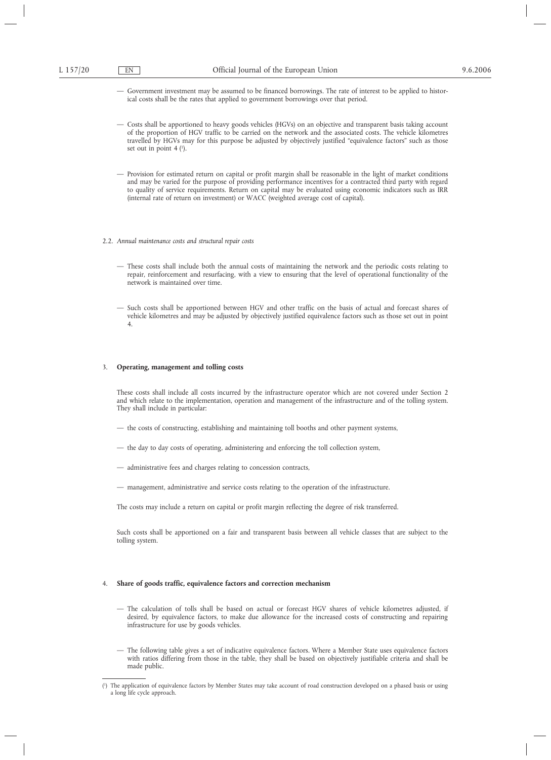— Government investment may be assumed to be financed borrowings. The rate of interest to be applied to historical costs shall be the rates that applied to government borrowings over that period.

— Costs shall be apportioned to heavy goods vehicles (HGVs) on an objective and transparent basis taking account of the proportion of HGV traffic to be carried on the network and the associated costs. The vehicle kilometres travelled by HGVs may for this purpose be adjusted by objectively justified "equivalence factors" such as those set out in point 4 [1].

— Provision for estimated return on capital or profit margin shall be reasonable in the light of market conditions and may be varied for the purpose of providing performance incentives for a contracted third party with regard to quality of service requirements. Return on capital may be evaluated using economic indicators such as IRR (internal rate of return on investment) or WACC (weighted average cost of capital).

2.2. *Annual maintenance costs and structural repair costs*

— These costs shall include both the annual costs of maintaining the network and the periodic costs relating to repair, reinforcement and resurfacing, with a view to ensuring that the level of operational functionality of the network is maintained over time.

— Such costs shall be apportioned between HGV and other traffic on the basis of actual and forecast shares of vehicle kilometres and may be adjusted by objectively justified equivalence factors such as those set out in point 4.

## 3. **Operating, management and tolling costs**

These costs shall include all costs incurred by the infrastructure operator which are not covered under Section 2 and which relate to the implementation, operation and management of the infrastructure and of the tolling system. They shall include in particular:

— the costs of constructing, establishing and maintaining toll booths and other payment systems,

— the day to day costs of operating, administering and enforcing the toll collection system,

— administrative fees and charges relating to concession contracts,

— management, administrative and service costs relating to the operation of the infrastructure.

The costs may include a return on capital or profit margin reflecting the degree of risk transferred.

Such costs shall be apportioned on a fair and transparent basis between all vehicle classes that are subject to the tolling system.

## 4. **Share of goods traffic, equivalence factors and correction mechanism**

— The calculation of tolls shall be based on actual or forecast HGV shares of vehicle kilometres adjusted, if desired, by equivalence factors, to make due allowance for the increased costs of constructing and repairing infrastructure for use by goods vehicles.

— The following table gives a set of indicative equivalence factors. Where a Member State uses equivalence factors with ratios differing from those in the table, they shall be based on objectively justifiable criteria and shall be made public.

[1] The application of equivalence factors by Member States may take account of road construction developed on a phased basis or using a long life cycle approach.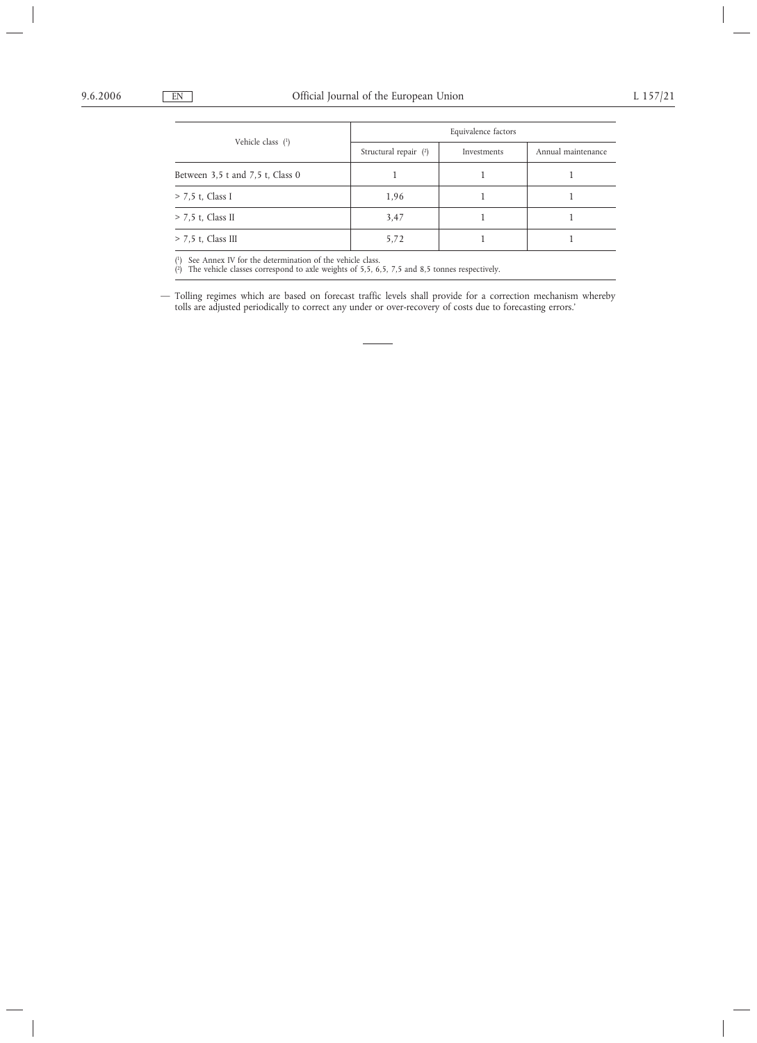| Vehicle class [1] | Equivalence factors | | |
|---|---|---|---|
| | Structural repair [2] | Investments | Annual maintenance |
| Between 3,5 t and 7,5 t, Class 0 | 1 | 1 | 1 |
| > 7,5 t, Class I | 1,96 | 1 | 1 |
| > 7,5 t, Class II | 3,47 | 1 | 1 |
| > 7,5 t, Class III | 5,72 | 1 | 1 |

[1] See Annex IV for the determination of the vehicle class.
[2] The vehicle classes correspond to axle weights of 5,5, 6,5, 7,5 and 8,5 tonnes respectively.

— Tolling regimes which are based on forecast traffic levels shall provide for a correction mechanism whereby tolls are adjusted periodically to correct any under or over-recovery of costs due to forecasting errors.'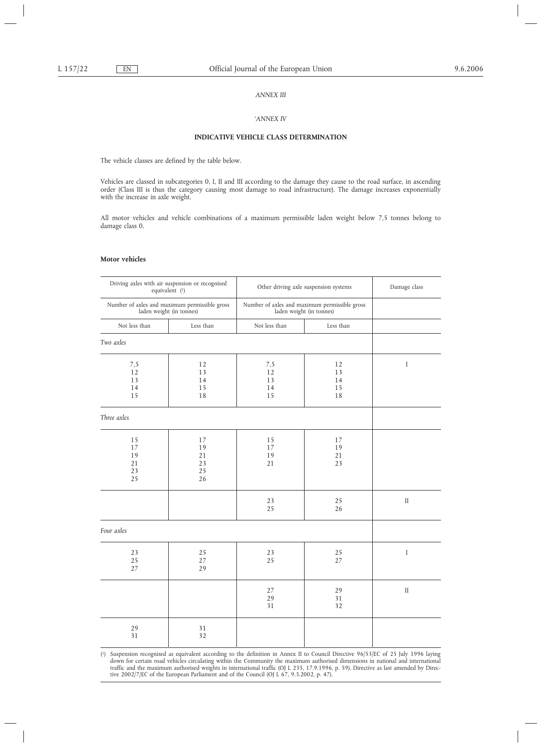*ANNEX III*

*'ANNEX IV*

**INDICATIVE VEHICLE CLASS DETERMINATION**

The vehicle classes are defined by the table below.

Vehicles are classed in subcategories 0, I, II and III according to the damage they cause to the road surface, in ascending order (Class III is thus the category causing most damage to road infrastructure). The damage increases exponentially with the increase in axle weight.

All motor vehicles and vehicle combinations of a maximum permissible laden weight below 7,5 tonnes belong to damage class 0.

**Motor vehicles**

| Driving axles with air suspension or recognised equivalent [1] | | Other driving axle suspension systems | | Damage class |
|---|---|---|---|---|
| Number of axles and maximum permissible gross laden weight (in tonnes) | | Number of axles and maximum permissible gross laden weight (in tonnes) | | |
| Not less than | Less than | Not less than | Less than | |
| *Two axles* | | | | |
| 7,5 | 12 | 7,5 | 12 | I |
| 12 | 13 | 12 | 13 | |
| 13 | 14 | 13 | 14 | |
| 14 | 15 | 14 | 15 | |
| 15 | 18 | 15 | 18 | |
| *Three axles* | | | | |
| 15 | 17 | 15 | 17 | |
| 17 | 19 | 17 | 19 | |
| 19 | 21 | 19 | 21 | |
| 21 | 23 | 21 | 23 | |
| 23 | 25 | | | |
| 25 | 26 | | | |
| | | 23 | 25 | II |
| | | 25 | 26 | |
| *Four axles* | | | | |
| 23 | 25 | 23 | 25 | I |
| 25 | 27 | 25 | 27 | |
| 27 | 29 | | | |
| | | 27 | 29 | II |
| | | 29 | 31 | |
| | | 31 | 32 | |
| 29 | 31 | | | |
| 31 | 32 | | | |

[1] Suspension recognised as equivalent according to the definition in Annex II to Council Directive 96/53/EC of 25 July 1996 laying down for certain road vehicles circulating within the Community the maximum authorised dimensions in national and international traffic and the maximum authorised weights in international traffic (OJ L 235, 17.9.1996, p. 59). Directive as last amended by Directive 2002/7/EC of the European Parliament and of the Council (OJ L 67, 9.3.2002, p. 47).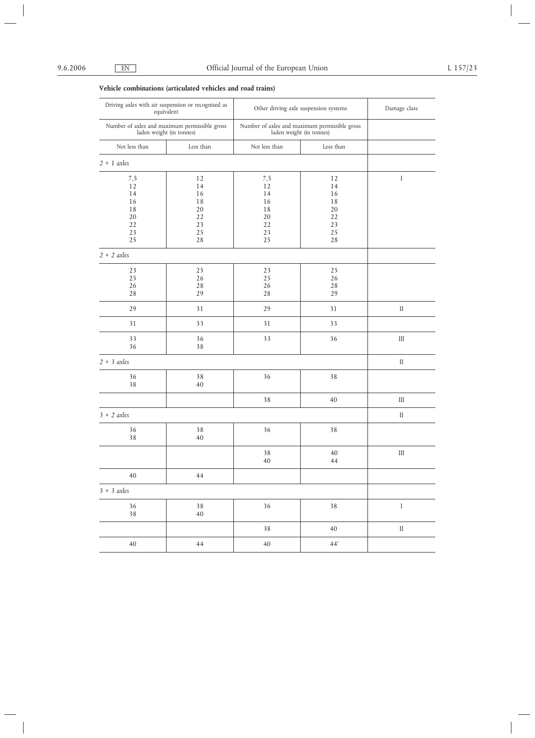**Vehicle combinations (articulated vehicles and road trains)**

| Driving axles with air suspension or recognised as equivalent | | Other driving axle suspension systems | | Damage class |
|---|---|---|---|---|
| Number of axles and maximum permissible gross laden weight (in tonnes) | | Number of axles and maximum permissible gross laden weight (in tonnes) | | |
| Not less than | Less than | Not less than | Less than | |
| *2 + 1 axles* | | | | |
| 7,5 | 12 | 7,5 | 12 | I |
| 12 | 14 | 12 | 14 | |
| 14 | 16 | 14 | 16 | |
| 16 | 18 | 16 | 18 | |
| 18 | 20 | 18 | 20 | |
| 20 | 22 | 20 | 22 | |
| 22 | 23 | 22 | 23 | |
| 23 | 25 | 23 | 25 | |
| 25 | 28 | 25 | 28 | |
| *2 + 2 axles* | | | | |
| 23 | 25 | 23 | 25 | |
| 25 | 26 | 25 | 26 | |
| 26 | 28 | 26 | 28 | |
| 28 | 29 | 28 | 29 | |
| 29 | 31 | 29 | 31 | II |
| 31 | 33 | 31 | 33 | |
| 33 | 36 | 33 | 36 | III |
| 36 | 38 | | | |
| *2 + 3 axles* | | | | II |
| 36 | 38 | 36 | 38 | |
| 38 | 40 | | | |
| | | 38 | 40 | III |
| *3 + 2 axles* | | | | II |
| 36 | 38 | 36 | 38 | |
| 38 | 40 | | | |
| | | 38 | 40 | III |
| | | 40 | 44 | |
| 40 | 44 | | | |
| *3 + 3 axles* | | | | |
| 36 | 38 | 36 | 38 | I |
| 38 | 40 | | | |
| | | 38 | 40 | II |
| 40 | 44 | 40 | 44' | |